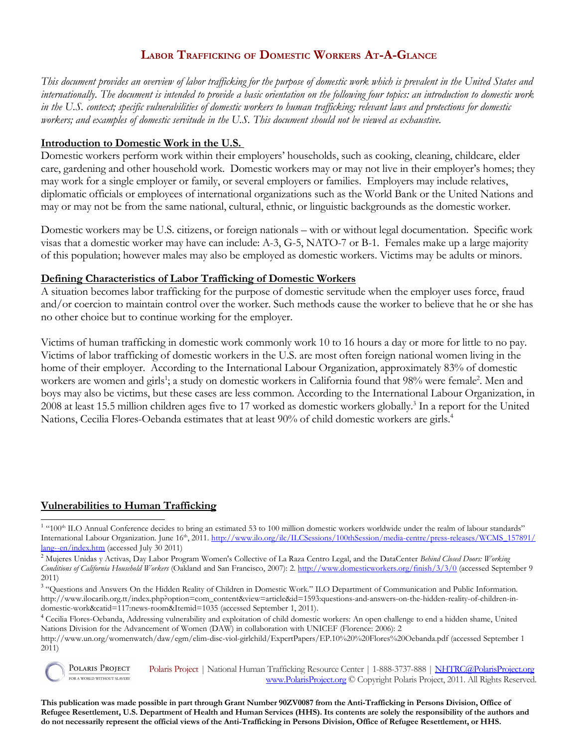# Labor Trafficking of Domestic Workers At-A-Glance

*This document provides an overview of labor trafficking for the purpose of domestic work which is prevalent in the United States and internationally. The document is intended to provide a basic orientation on the following four topics: an introduction to domestic work in the U.S. context; specific vulnerabilities of domestic workers to human trafficking; relevant laws and protections for domestic workers; and examples of domestic servitude in the U.S. This document should not be viewed as exhaustive.*

## Introduction to Domestic Work in the U.S.

Domestic workers perform work within their employers' households, such as cooking, cleaning, childcare, elder care, gardening and other household work. Domestic workers may or may not live in their employer's homes; they may work for a single employer or family, or several employers or families. Employers may include relatives, diplomatic officials or employees of international organizations such as the World Bank or the United Nations and may or may not be from the same national, cultural, ethnic, or linguistic backgrounds as the domestic worker.

Domestic workers may be U.S. citizens, or foreign nationals – with or without legal documentation. Specific work visas that a domestic worker may have can include: A-3, G-5, NATO-7 or B-1. Females make up a large majority of this population; however males may also be employed as domestic workers. Victims may be adults or minors.

## Defining Characteristics of Labor Trafficking of Domestic Workers

A situation becomes labor trafficking for the purpose of domestic servitude when the employer uses force, fraud and/or coercion to maintain control over the worker. Such methods cause the worker to believe that he or she has no other choice but to continue working for the employer.

Victims of human trafficking in domestic work commonly work 10 to 16 hours a day or more for little to no pay. Victims of labor trafficking of domestic workers in the U.S. are most often foreign national women living in the home of their employer. According to the International Labour Organization, approximately 83% of domestic workers are women and girls[1]; a study on domestic workers in California found that 98% were female[2]. Men and boys may also be victims, but these cases are less common. According to the International Labour Organization, in 2008 at least 15.5 million children ages five to 17 worked as domestic workers globally.[3] In a report for the United Nations, Cecilia Flores-Oebanda estimates that at least 90% of child domestic workers are girls.[4]

## Vulnerabilities to Human Trafficking

---

[1] "100th ILO Annual Conference decides to bring an estimated 53 to 100 million domestic workers worldwide under the realm of labour standards" International Labour Organization. June 16th, 2011. http://www.ilo.org/ilc/ILCSessions/100thSession/media-centre/press-releases/WCMS_157891/lang--en/index.htm (accessed July 30 2011)

[2] Mujeres Unidas y Activas, Day Labor Program Women's Collective of La Raza Centro Legal, and the DataCenter *Behind Closed Doors: Working Conditions of California Household Workers* (Oakland and San Francisco, 2007): 2. http://www.domesticworkers.org/finish/3/3/0 (accessed September 9 2011)

[3] "Questions and Answers On the Hidden Reality of Children in Domestic Work." ILO Department of Communication and Public Information. http://www.ilocarib.org.tt/index.php?option=com_content&view=article&id=1593:questions-and-answers-on-the-hidden-reality-of-children-in-domestic-work&catid=117:news-room&Itemid=1035 (accessed September 1, 2011).

[4] Cecilia Flores-Oebanda, Addressing vulnerability and exploitation of child domestic workers: An open challenge to end a hidden shame, United Nations Division for the Advancement of Women (DAW) in collaboration with UNICEF (Florence: 2006): 2 http://www.un.org/womenwatch/daw/egm/elim-disc-viol-girlchild/ExpertPapers/EP.10%20%20Flores%20Oebanda.pdf (accessed September 1 2011)

Polaris Project | National Human Trafficking Resource Center | 1-888-3737-888 | NHTRC@PolarisProject.org
www.PolarisProject.org © Copyright Polaris Project, 2011. All Rights Reserved.

**This publication was made possible in part through Grant Number 90ZV0087 from the Anti-Trafficking in Persons Division, Office of Refugee Resettlement, U.S. Department of Health and Human Services (HHS). Its contents are solely the responsibility of the authors and do not necessarily represent the official views of the Anti-Trafficking in Persons Division, Office of Refugee Resettlement, or HHS.**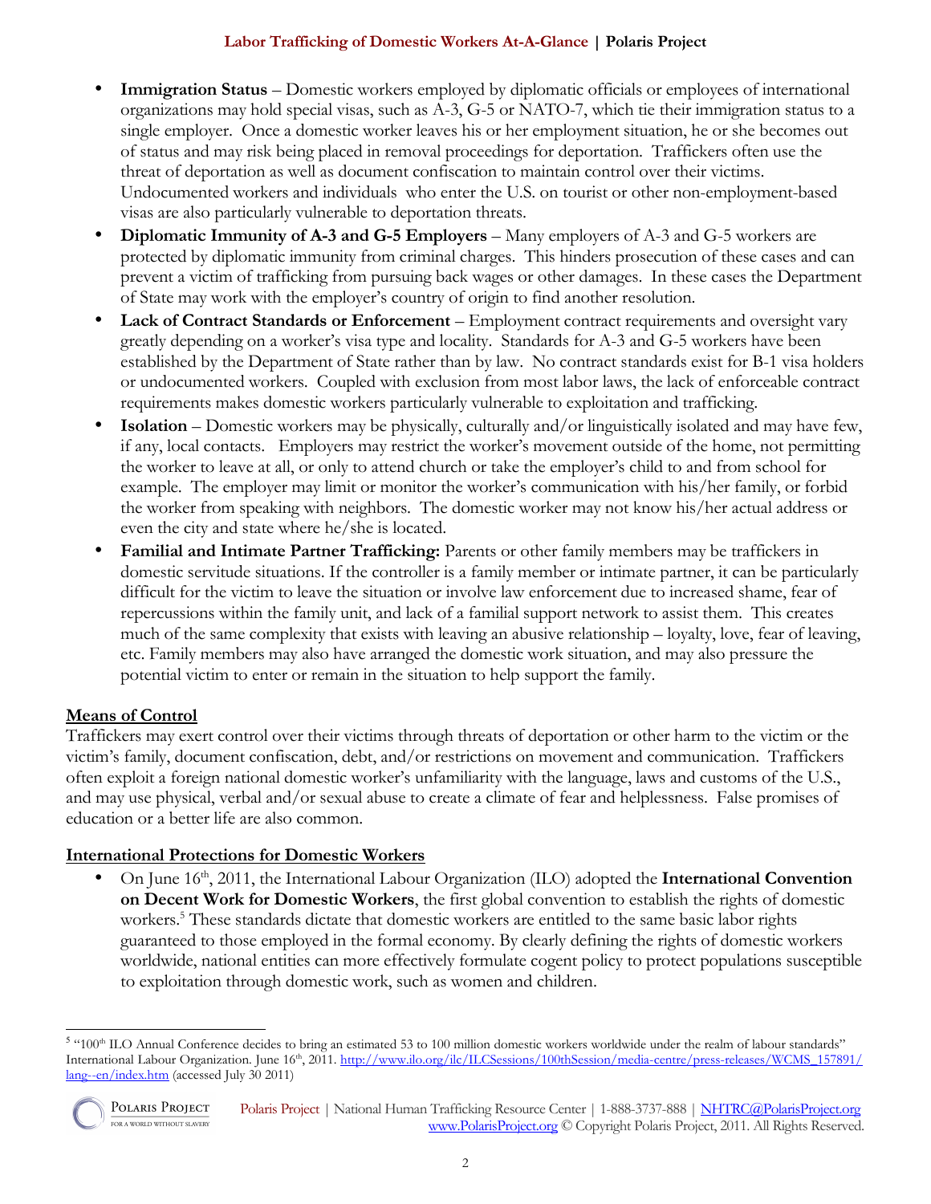- **Immigration Status** – Domestic workers employed by diplomatic officials or employees of international organizations may hold special visas, such as A-3, G-5 or NATO-7, which tie their immigration status to a single employer. Once a domestic worker leaves his or her employment situation, he or she becomes out of status and may risk being placed in removal proceedings for deportation. Traffickers often use the threat of deportation as well as document confiscation to maintain control over their victims. Undocumented workers and individuals who enter the U.S. on tourist or other non-employment-based visas are also particularly vulnerable to deportation threats.
- **Diplomatic Immunity of A-3 and G-5 Employers** – Many employers of A-3 and G-5 workers are protected by diplomatic immunity from criminal charges. This hinders prosecution of these cases and can prevent a victim of trafficking from pursuing back wages or other damages. In these cases the Department of State may work with the employer's country of origin to find another resolution.
- **Lack of Contract Standards or Enforcement** – Employment contract requirements and oversight vary greatly depending on a worker's visa type and locality. Standards for A-3 and G-5 workers have been established by the Department of State rather than by law. No contract standards exist for B-1 visa holders or undocumented workers. Coupled with exclusion from most labor laws, the lack of enforceable contract requirements makes domestic workers particularly vulnerable to exploitation and trafficking.
- **Isolation** – Domestic workers may be physically, culturally and/or linguistically isolated and may have few, if any, local contacts. Employers may restrict the worker's movement outside of the home, not permitting the worker to leave at all, or only to attend church or take the employer's child to and from school for example. The employer may limit or monitor the worker's communication with his/her family, or forbid the worker from speaking with neighbors. The domestic worker may not know his/her actual address or even the city and state where he/she is located.
- **Familial and Intimate Partner Trafficking:** Parents or other family members may be traffickers in domestic servitude situations. If the controller is a family member or intimate partner, it can be particularly difficult for the victim to leave the situation or involve law enforcement due to increased shame, fear of repercussions within the family unit, and lack of a familial support network to assist them. This creates much of the same complexity that exists with leaving an abusive relationship – loyalty, love, fear of leaving, etc. Family members may also have arranged the domestic work situation, and may also pressure the potential victim to enter or remain in the situation to help support the family.

## Means of Control

Traffickers may exert control over their victims through threats of deportation or other harm to the victim or the victim's family, document confiscation, debt, and/or restrictions on movement and communication. Traffickers often exploit a foreign national domestic worker's unfamiliarity with the language, laws and customs of the U.S., and may use physical, verbal and/or sexual abuse to create a climate of fear and helplessness. False promises of education or a better life are also common.

## International Protections for Domestic Workers

- On June 16th, 2011, the International Labour Organization (ILO) adopted the **International Convention on Decent Work for Domestic Workers**, the first global convention to establish the rights of domestic workers.[5] These standards dictate that domestic workers are entitled to the same basic labor rights guaranteed to those employed in the formal economy. By clearly defining the rights of domestic workers worldwide, national entities can more effectively formulate cogent policy to protect populations susceptible to exploitation through domestic work, such as women and children.

---

[5] "100th ILO Annual Conference decides to bring an estimated 53 to 100 million domestic workers worldwide under the realm of labour standards" International Labour Organization. June 16th, 2011. http://www.ilo.org/ilc/ILCSessions/100thSession/media-centre/press-releases/WCMS_157891/lang--en/index.htm (accessed July 30 2011)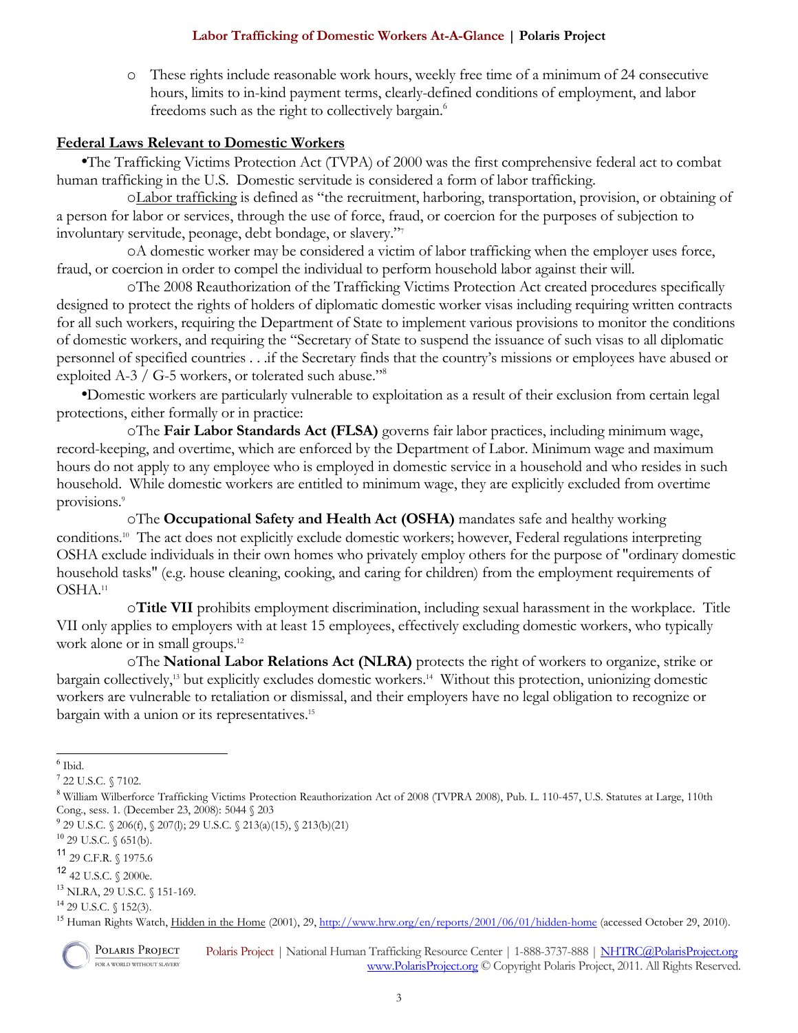- These rights include reasonable work hours, weekly free time of a minimum of 24 consecutive hours, limits to in-kind payment terms, clearly-defined conditions of employment, and labor freedoms such as the right to collectively bargain.[6]

## Federal Laws Relevant to Domestic Workers

- The Trafficking Victims Protection Act (TVPA) of 2000 was the first comprehensive federal act to combat human trafficking in the U.S. Domestic servitude is considered a form of labor trafficking.
  - Labor trafficking is defined as "the recruitment, harboring, transportation, provision, or obtaining of a person for labor or services, through the use of force, fraud, or coercion for the purposes of subjection to involuntary servitude, peonage, debt bondage, or slavery."[7]
  - A domestic worker may be considered a victim of labor trafficking when the employer uses force, fraud, or coercion in order to compel the individual to perform household labor against their will.
  - The 2008 Reauthorization of the Trafficking Victims Protection Act created procedures specifically designed to protect the rights of holders of diplomatic domestic worker visas including requiring written contracts for all such workers, requiring the Department of State to implement various provisions to monitor the conditions of domestic workers, and requiring the "Secretary of State to suspend the issuance of such visas to all diplomatic personnel of specified countries . . .if the Secretary finds that the country's missions or employees have abused or exploited A-3 / G-5 workers, or tolerated such abuse."[8]
- Domestic workers are particularly vulnerable to exploitation as a result of their exclusion from certain legal protections, either formally or in practice:
  - The **Fair Labor Standards Act (FLSA)** governs fair labor practices, including minimum wage, record-keeping, and overtime, which are enforced by the Department of Labor. Minimum wage and maximum hours do not apply to any employee who is employed in domestic service in a household and who resides in such household. While domestic workers are entitled to minimum wage, they are explicitly excluded from overtime provisions.[9]
  - The **Occupational Safety and Health Act (OSHA)** mandates safe and healthy working conditions.[10] The act does not explicitly exclude domestic workers; however, Federal regulations interpreting OSHA exclude individuals in their own homes who privately employ others for the purpose of "ordinary domestic household tasks" (e.g. house cleaning, cooking, and caring for children) from the employment requirements of OSHA.[11]
  - **Title VII** prohibits employment discrimination, including sexual harassment in the workplace. Title VII only applies to employers with at least 15 employees, effectively excluding domestic workers, who typically work alone or in small groups.[12]
  - The **National Labor Relations Act (NLRA)** protects the right of workers to organize, strike or bargain collectively,[13] but explicitly excludes domestic workers.[14] Without this protection, unionizing domestic workers are vulnerable to retaliation or dismissal, and their employers have no legal obligation to recognize or bargain with a union or its representatives.[15]

---

[6] Ibid.

[7] 22 U.S.C. § 7102.

[8] William Wilberforce Trafficking Victims Protection Reauthorization Act of 2008 (TVPRA 2008), Pub. L. 110-457, U.S. Statutes at Large, 110th Cong., sess. 1. (December 23, 2008): 5044 § 203

[9] 29 U.S.C. § 206(f), § 207(l); 29 U.S.C. § 213(a)(15), § 213(b)(21)

[10] 29 U.S.C. § 651(b).

[11] 29 C.F.R. § 1975.6

[12] 42 U.S.C. § 2000e.

[13] NLRA, 29 U.S.C. § 151-169.

[14] 29 U.S.C. § 152(3).

[15] Human Rights Watch, Hidden in the Home (2001), 29, http://www.hrw.org/en/reports/2001/06/01/hidden-home (accessed October 29, 2010).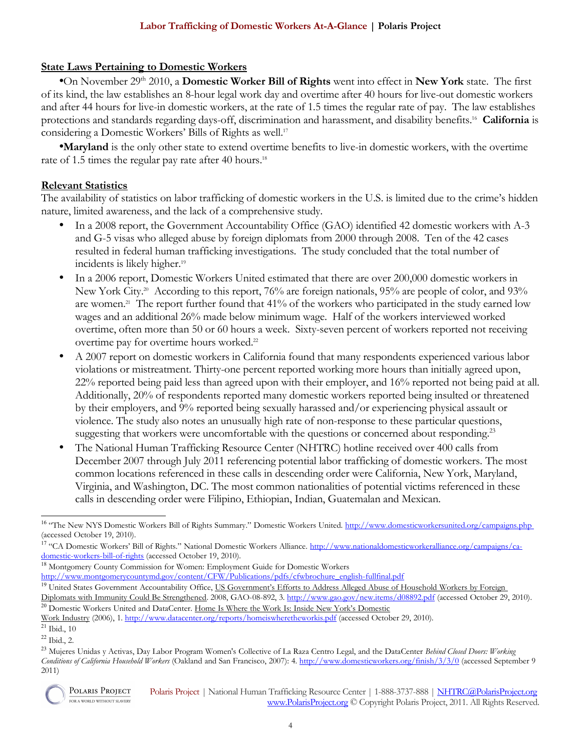## State Laws Pertaining to Domestic Workers

•On November 29th 2010, a **Domestic Worker Bill of Rights** went into effect in **New York** state. The first of its kind, the law establishes an 8-hour legal work day and overtime after 40 hours for live-out domestic workers and after 44 hours for live-in domestic workers, at the rate of 1.5 times the regular rate of pay. The law establishes protections and standards regarding days-off, discrimination and harassment, and disability benefits.[16] **California** is considering a Domestic Workers' Bills of Rights as well.[17]

•**Maryland** is the only other state to extend overtime benefits to live-in domestic workers, with the overtime rate of 1.5 times the regular pay rate after 40 hours.[18]

## Relevant Statistics

The availability of statistics on labor trafficking of domestic workers in the U.S. is limited due to the crime's hidden nature, limited awareness, and the lack of a comprehensive study.

- In a 2008 report, the Government Accountability Office (GAO) identified 42 domestic workers with A-3 and G-5 visas who alleged abuse by foreign diplomats from 2000 through 2008. Ten of the 42 cases resulted in federal human trafficking investigations. The study concluded that the total number of incidents is likely higher.[19]
- In a 2006 report, Domestic Workers United estimated that there are over 200,000 domestic workers in New York City.[20] According to this report, 76% are foreign nationals, 95% are people of color, and 93% are women.[21] The report further found that 41% of the workers who participated in the study earned low wages and an additional 26% made below minimum wage. Half of the workers interviewed worked overtime, often more than 50 or 60 hours a week. Sixty-seven percent of workers reported not receiving overtime pay for overtime hours worked.[22]
- A 2007 report on domestic workers in California found that many respondents experienced various labor violations or mistreatment. Thirty-one percent reported working more hours than initially agreed upon, 22% reported being paid less than agreed upon with their employer, and 16% reported not being paid at all. Additionally, 20% of respondents reported many domestic workers reported being insulted or threatened by their employers, and 9% reported being sexually harassed and/or experiencing physical assault or violence. The study also notes an unusually high rate of non-response to these particular questions, suggesting that workers were uncomfortable with the questions or concerned about responding.[23]
- The National Human Trafficking Resource Center (NHTRC) hotline received over 400 calls from December 2007 through July 2011 referencing potential labor trafficking of domestic workers. The most common locations referenced in these calls in descending order were California, New York, Maryland, Virginia, and Washington, DC. The most common nationalities of potential victims referenced in these calls in descending order were Filipino, Ethiopian, Indian, Guatemalan and Mexican.

---

[16] "The New NYS Domestic Workers Bill of Rights Summary." Domestic Workers United. http://www.domesticworkersunited.org/campaigns.php (accessed October 19, 2010).

[17] "CA Domestic Workers' Bill of Rights." National Domestic Workers Alliance. http://www.nationaldomesticworkeralliance.org/campaigns/ca-domestic-workers-bill-of-rights (accessed October 19, 2010).

[18] Montgomery County Commission for Women: Employment Guide for Domestic Workers http://www.montgomerycountymd.gov/content/CFW/Publications/pdfs/cfwbrochure_english-fullfinal.pdf

[19] United States Government Accountability Office, US Government's Efforts to Address Alleged Abuse of Household Workers by Foreign Diplomats with Immunity Could Be Strengthened. 2008, GAO-08-892, 3. http://www.gao.gov/new.items/d08892.pdf (accessed October 29, 2010).

[20] Domestic Workers United and DataCenter. Home Is Where the Work Is: Inside New York's Domestic Work Industry (2006), 1. http://www.datacenter.org/reports/homeiswheretheworkis.pdf (accessed October 29, 2010).

[21] Ibid., 10

[22] Ibid., 2.

[23] Mujeres Unidas y Activas, Day Labor Program Women's Collective of La Raza Centro Legal, and the DataCenter *Behind Closed Doors: Working Conditions of California Household Workers* (Oakland and San Francisco, 2007): 4. http://www.domesticworkers.org/finish/3/3/0 (accessed September 9 2011)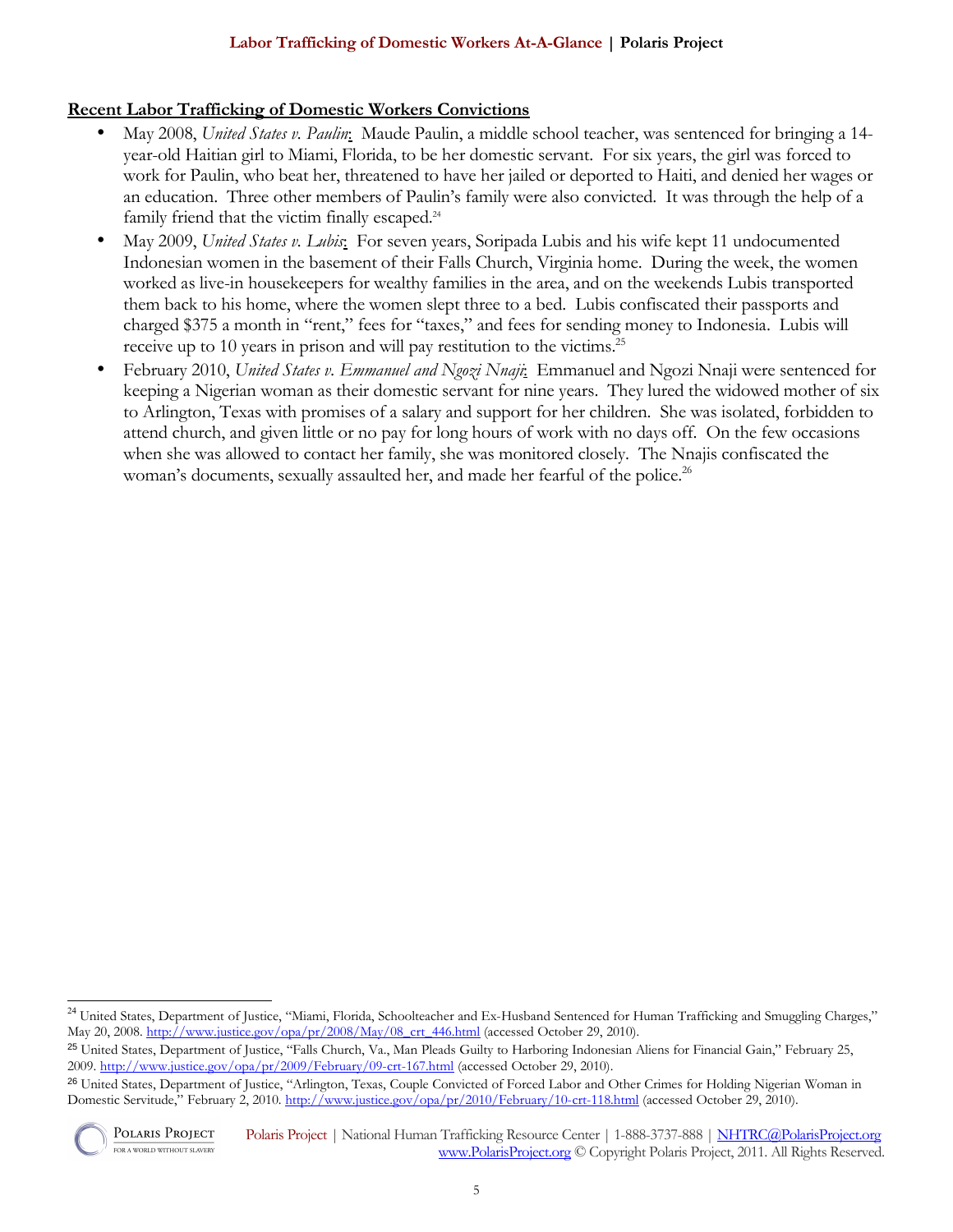**Recent Labor Trafficking of Domestic Workers Convictions**

- May 2008, *United States v. Paulin*: Maude Paulin, a middle school teacher, was sentenced for bringing a 14-year-old Haitian girl to Miami, Florida, to be her domestic servant. For six years, the girl was forced to work for Paulin, who beat her, threatened to have her jailed or deported to Haiti, and denied her wages or an education. Three other members of Paulin's family were also convicted. It was through the help of a family friend that the victim finally escaped.[24]
- May 2009, *United States v. Lubis*: For seven years, Soripada Lubis and his wife kept 11 undocumented Indonesian women in the basement of their Falls Church, Virginia home. During the week, the women worked as live-in housekeepers for wealthy families in the area, and on the weekends Lubis transported them back to his home, where the women slept three to a bed. Lubis confiscated their passports and charged $375 a month in "rent," fees for "taxes," and fees for sending money to Indonesia. Lubis will receive up to 10 years in prison and will pay restitution to the victims.[25]
- February 2010, *United States v. Emmanuel and Ngozi Nnaji*: Emmanuel and Ngozi Nnaji were sentenced for keeping a Nigerian woman as their domestic servant for nine years. They lured the widowed mother of six to Arlington, Texas with promises of a salary and support for her children. She was isolated, forbidden to attend church, and given little or no pay for long hours of work with no days off. On the few occasions when she was allowed to contact her family, she was monitored closely. The Nnajis confiscated the woman's documents, sexually assaulted her, and made her fearful of the police.[26]

---

[24] United States, Department of Justice, "Miami, Florida, Schoolteacher and Ex-Husband Sentenced for Human Trafficking and Smuggling Charges," May 20, 2008. http://www.justice.gov/opa/pr/2008/May/08_crt_446.html (accessed October 29, 2010).

[25] United States, Department of Justice, "Falls Church, Va., Man Pleads Guilty to Harboring Indonesian Aliens for Financial Gain," February 25, 2009. http://www.justice.gov/opa/pr/2009/February/09-crt-167.html (accessed October 29, 2010).

[26] United States, Department of Justice, "Arlington, Texas, Couple Convicted of Forced Labor and Other Crimes for Holding Nigerian Woman in Domestic Servitude," February 2, 2010. http://www.justice.gov/opa/pr/2010/February/10-crt-118.html (accessed October 29, 2010).